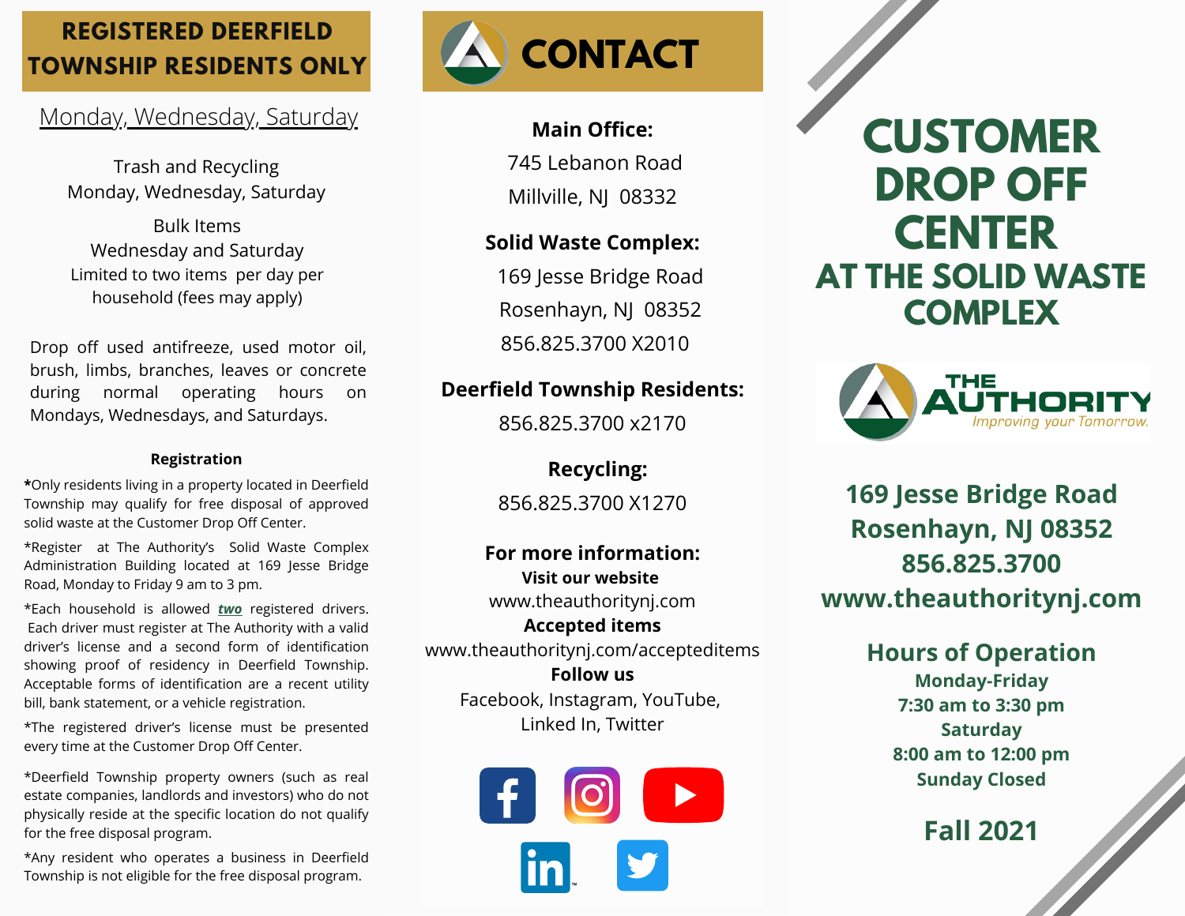# REGISTERED DEERFIELD TOWNSHIP RESIDENTS ONLY

## Monday, Wednesday, Saturday

Trash and Recycling
Monday, Wednesday, Saturday

Bulk Items
Wednesday and Saturday
Limited to two items per day per household (fees may apply)

Drop off used antifreeze, used motor oil, brush, limbs, branches, leaves or concrete during normal operating hours on Mondays, Wednesdays, and Saturdays.

### Registration

***Only residents living in a property located in Deerfield Township may qualify for free disposal of approved solid waste at the Customer Drop Off Center.**

*Register at The Authority's Solid Waste Complex Administration Building located at 169 Jesse Bridge Road, Monday to Friday 9 am to 3 pm.

*Each household is allowed ***two*** registered drivers. Each driver must register at The Authority with a valid driver's license and a second form of identification showing proof of residency in Deerfield Township. Acceptable forms of identification are a recent utility bill, bank statement, or a vehicle registration.

*The registered driver's license must be presented every time at the Customer Drop Off Center.

*Deerfield Township property owners (such as real estate companies, landlords and investors) who do not physically reside at the specific location do not qualify for the free disposal program.

*Any resident who operates a business in Deerfield Township is not eligible for the free disposal program.

# CONTACT

**Main Office:**
745 Lebanon Road
Millville, NJ 08332

**Solid Waste Complex:**
169 Jesse Bridge Road
Rosenhayn, NJ 08352
856.825.3700 X2010

**Deerfield Township Residents:**
856.825.3700 x2170

**Recycling:**
856.825.3700 X1270

**For more information:**
**Visit our website**
www.theauthoritynj.com
**Accepted items**
www.theauthoritynj.com/accepteditems
**Follow us**
Facebook, Instagram, YouTube, Linked In, Twitter

# CUSTOMER DROP OFF CENTER
## AT THE SOLID WASTE COMPLEX

THE AUTHORITY
*Improving your Tomorrow.*

**169 Jesse Bridge Road**
**Rosenhayn, NJ 08352**
**856.825.3700**
**www.theauthoritynj.com**

### Hours of Operation

**Monday-Friday**
**7:30 am to 3:30 pm**
**Saturday**
**8:00 am to 12:00 pm**
**Sunday Closed**

**Fall 2021**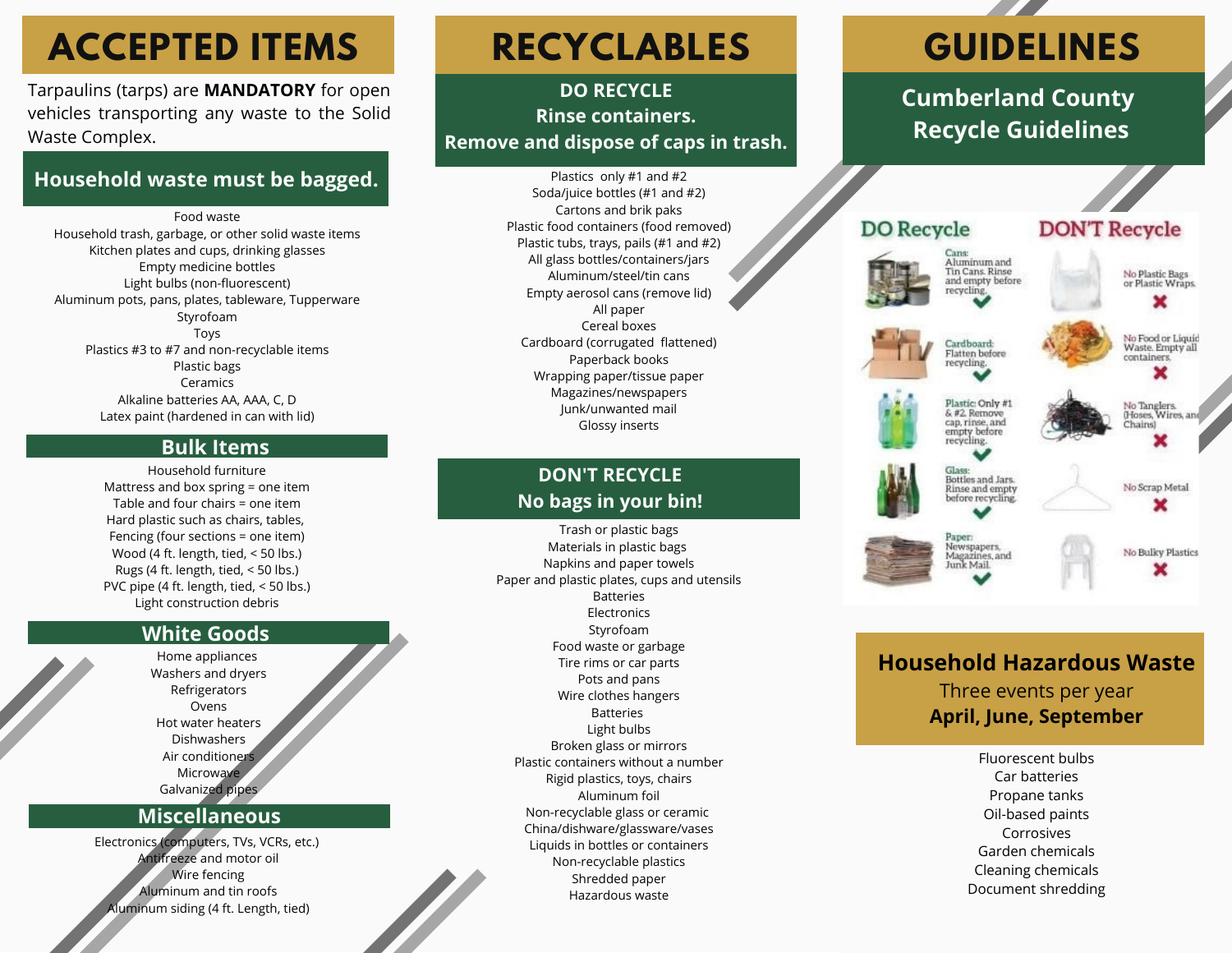# ACCEPTED ITEMS

Tarpaulins (tarps) are **MANDATORY** for open vehicles transporting any waste to the Solid Waste Complex.

## Household waste must be bagged.

Food waste
Household trash, garbage, or other solid waste items
Kitchen plates and cups, drinking glasses
Empty medicine bottles
Light bulbs (non-fluorescent)
Aluminum pots, pans, plates, tableware, Tupperware
Styrofoam
Toys
Plastics #3 to #7 and non-recyclable items
Plastic bags
Ceramics
Alkaline batteries AA, AAA, C, D
Latex paint (hardened in can with lid)

## Bulk Items

Household furniture
Mattress and box spring = one item
Table and four chairs = one item
Hard plastic such as chairs, tables,
Fencing (four sections = one item)
Wood (4 ft. length, tied, < 50 lbs.)
Rugs (4 ft. length, tied, < 50 lbs.)
PVC pipe (4 ft. length, tied, < 50 lbs.)
Light construction debris

## White Goods

Home appliances
Washers and dryers
Refrigerators
Ovens
Hot water heaters
Dishwashers
Air conditioners
Microwave
Galvanized pipes

## Miscellaneous

Electronics (computers, TVs, VCRs, etc.)
Antifreeze and motor oil
Wire fencing
Aluminum and tin roofs
Aluminum siding (4 ft. Length, tied)

# RECYCLABLES

## DO RECYCLE
**Rinse containers.**
**Remove and dispose of caps in trash.**

Plastics only #1 and #2
Soda/juice bottles (#1 and #2)
Cartons and brik paks
Plastic food containers (food removed)
Plastic tubs, trays, pails (#1 and #2)
All glass bottles/containers/jars
Aluminum/steel/tin cans
Empty aerosol cans (remove lid)
All paper
Cereal boxes
Cardboard (corrugated flattened)
Paperback books
Wrapping paper/tissue paper
Magazines/newspapers
Junk/unwanted mail
Glossy inserts

## DON'T RECYCLE
**No bags in your bin!**

Trash or plastic bags
Materials in plastic bags
Napkins and paper towels
Paper and plastic plates, cups and utensils
Batteries
Electronics
Styrofoam
Food waste or garbage
Tire rims or car parts
Pots and pans
Wire clothes hangers
Batteries
Light bulbs
Broken glass or mirrors
Plastic containers without a number
Rigid plastics, toys, chairs
Aluminum foil
Non-recyclable glass or ceramic
China/dishware/glassware/vases
Liquids in bottles or containers
Non-recyclable plastics
Shredded paper
Hazardous waste

# GUIDELINES

## Cumberland County Recycle Guidelines

**DO Recycle**

Cans: Aluminum and Tin Cans. Rinse and empty before recycling.

Cardboard: Flatten before recycling.

Plastic: Only #1 & #2. Remove cap, rinse, and empty before recycling.

Glass: Bottles and Jars. Rinse and empty before recycling.

Paper: Newspapers, Magazines, and Junk Mail.

**DON'T Recycle**

No Plastic Bags or Plastic Wraps.

No Food or Liquid Waste. Empty all containers.

No Tanglers. (Hoses, Wires, and Chains)

No Scrap Metal

No Bulky Plastics

## Household Hazardous Waste

Three events per year
**April, June, September**

Fluorescent bulbs
Car batteries
Propane tanks
Oil-based paints
Corrosives
Garden chemicals
Cleaning chemicals
Document shredding